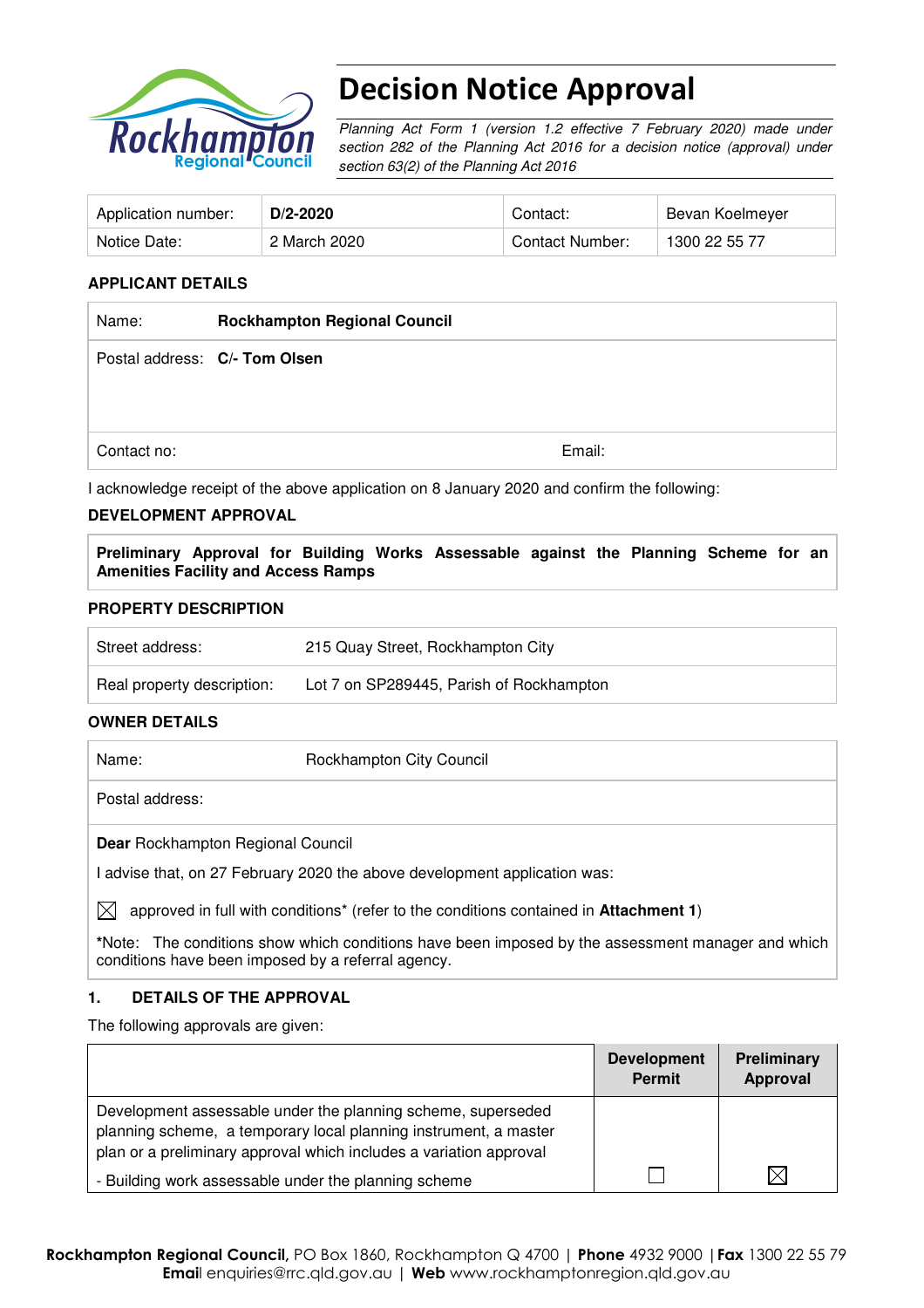# Decision Notice Approval

*Planning Act Form 1 (version 1.2 effective 7 February 2020) made under section 282 of the Planning Act 2016 for a decision notice (approval) under section 63(2) of the Planning Act 2016*

| Application number: | **D/2-2020** | Contact: | Bevan Koelmeyer |
|---|---|---|---|
| Notice Date: | 2 March 2020 | Contact Number: | 1300 22 55 77 |

## APPLICANT DETAILS

| | |
|---|---|
| Name: | **Rockhampton Regional Council** |
| Postal address: | **C/- Tom Olsen** |
| Contact no: | Email: |

I acknowledge receipt of the above application on 8 January 2020 and confirm the following:

## DEVELOPMENT APPROVAL

**Preliminary Approval for Building Works Assessable against the Planning Scheme for an Amenities Facility and Access Ramps**

## PROPERTY DESCRIPTION

| | |
|---|---|
| Street address: | 215 Quay Street, Rockhampton City |
| Real property description: | Lot 7 on SP289445, Parish of Rockhampton |

## OWNER DETAILS

| | |
|---|---|
| Name: | Rockhampton City Council |
| Postal address: | |

**Dear** Rockhampton Regional Council

I advise that, on 27 February 2020 the above development application was:

☒ approved in full with conditions* (refer to the conditions contained in **Attachment 1**)

*Note: The conditions show which conditions have been imposed by the assessment manager and which conditions have been imposed by a referral agency.

## 1. DETAILS OF THE APPROVAL

The following approvals are given:

| | Development Permit | Preliminary Approval |
|---|---|---|
| Development assessable under the planning scheme, superseded planning scheme, a temporary local planning instrument, a master plan or a preliminary approval which includes a variation approval<br>- Building work assessable under the planning scheme | ☐ | ☒ |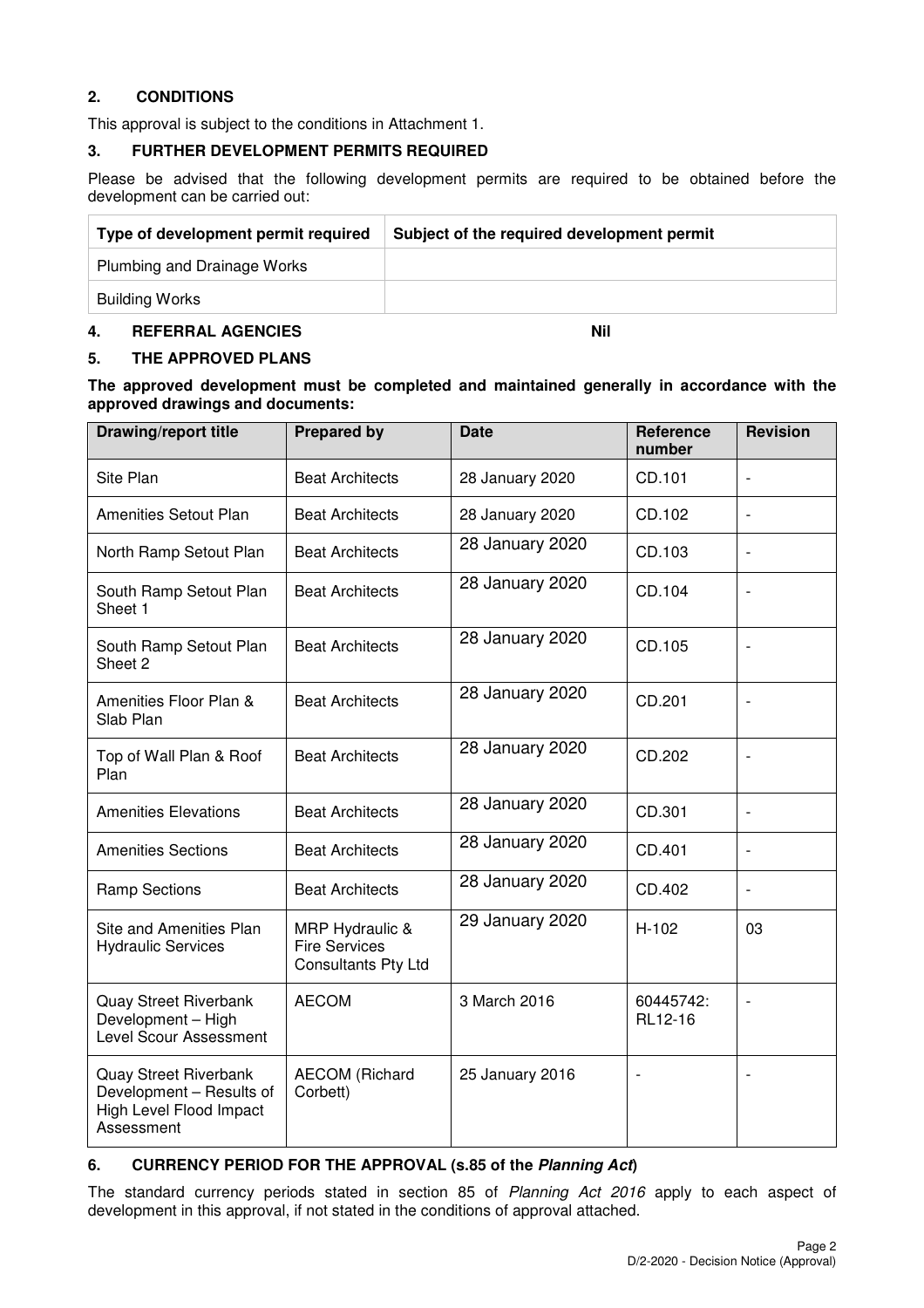## 2. CONDITIONS

This approval is subject to the conditions in Attachment 1.

## 3. FURTHER DEVELOPMENT PERMITS REQUIRED

Please be advised that the following development permits are required to be obtained before the development can be carried out:

| Type of development permit required | Subject of the required development permit |
|---|---|
| Plumbing and Drainage Works | |
| Building Works | |

## 4. REFERRAL AGENCIES Nil

## 5. THE APPROVED PLANS

**The approved development must be completed and maintained generally in accordance with the approved drawings and documents:**

| Drawing/report title | Prepared by | Date | Reference number | Revision |
|---|---|---|---|---|
| Site Plan | Beat Architects | 28 January 2020 | CD.101 | - |
| Amenities Setout Plan | Beat Architects | 28 January 2020 | CD.102 | - |
| North Ramp Setout Plan | Beat Architects | 28 January 2020 | CD.103 | - |
| South Ramp Setout Plan Sheet 1 | Beat Architects | 28 January 2020 | CD.104 | - |
| South Ramp Setout Plan Sheet 2 | Beat Architects | 28 January 2020 | CD.105 | - |
| Amenities Floor Plan & Slab Plan | Beat Architects | 28 January 2020 | CD.201 | - |
| Top of Wall Plan & Roof Plan | Beat Architects | 28 January 2020 | CD.202 | - |
| Amenities Elevations | Beat Architects | 28 January 2020 | CD.301 | - |
| Amenities Sections | Beat Architects | 28 January 2020 | CD.401 | - |
| Ramp Sections | Beat Architects | 28 January 2020 | CD.402 | - |
| Site and Amenities Plan Hydraulic Services | MRP Hydraulic & Fire Services Consultants Pty Ltd | 29 January 2020 | H-102 | 03 |
| Quay Street Riverbank Development – High Level Scour Assessment | AECOM | 3 March 2016 | 60445742: RL12-16 | - |
| Quay Street Riverbank Development – Results of High Level Flood Impact Assessment | AECOM (Richard Corbett) | 25 January 2016 | - | - |

## 6. CURRENCY PERIOD FOR THE APPROVAL (s.85 of the *Planning Act*)

The standard currency periods stated in section 85 of *Planning Act 2016* apply to each aspect of development in this approval, if not stated in the conditions of approval attached.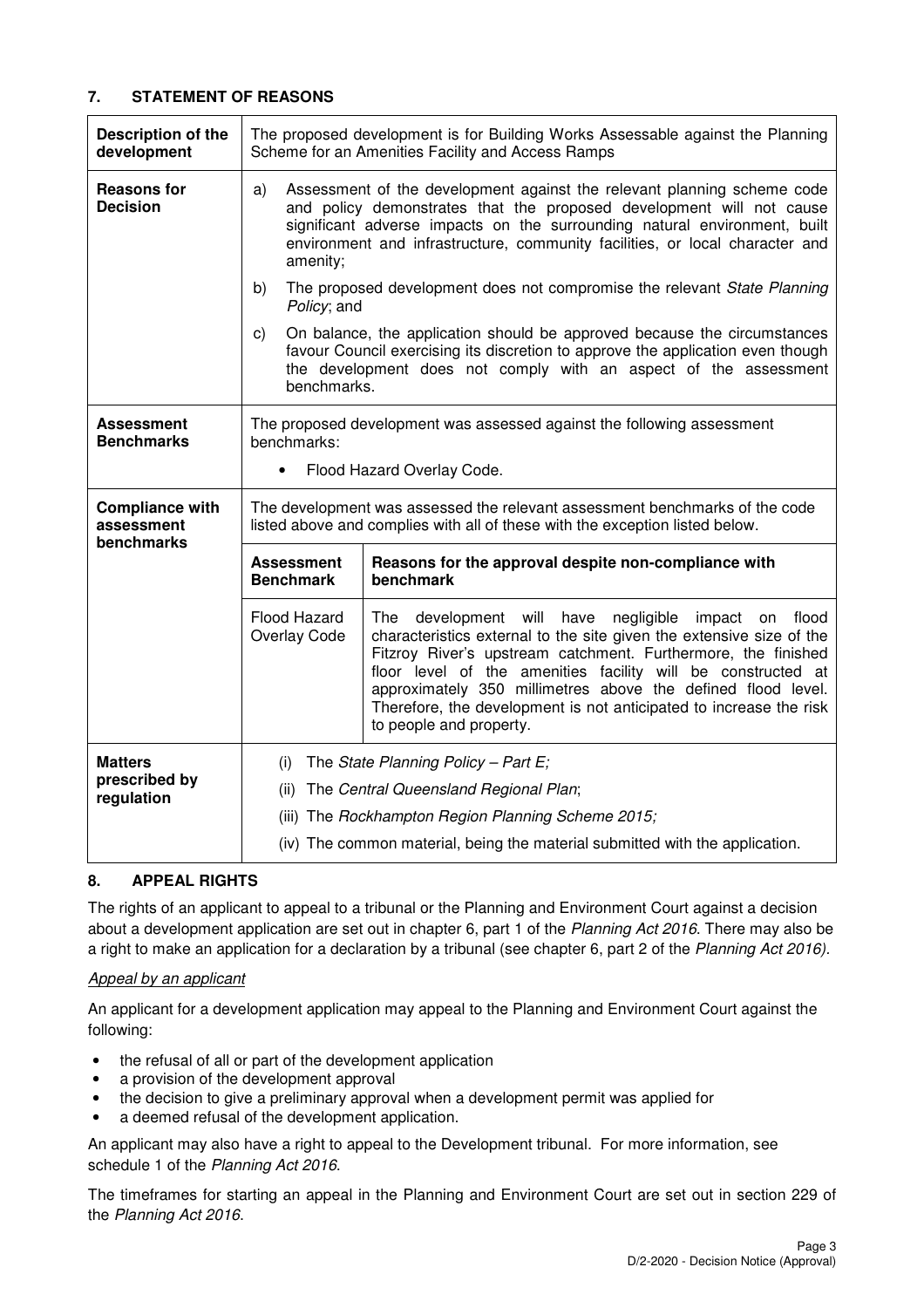## 7. STATEMENT OF REASONS

| | | |
|---|---|---|
| **Description of the development** | The proposed development is for Building Works Assessable against the Planning Scheme for an Amenities Facility and Access Ramps | |
| **Reasons for Decision** | a) Assessment of the development against the relevant planning scheme code and policy demonstrates that the proposed development will not cause significant adverse impacts on the surrounding natural environment, built environment and infrastructure, community facilities, or local character and amenity;<br>b) The proposed development does not compromise the relevant *State Planning Policy*; and<br>c) On balance, the application should be approved because the circumstances favour Council exercising its discretion to approve the application even though the development does not comply with an aspect of the assessment benchmarks. | |
| **Assessment Benchmarks** | The proposed development was assessed against the following assessment benchmarks:<br>• Flood Hazard Overlay Code. | |
| **Compliance with assessment benchmarks** | The development was assessed the relevant assessment benchmarks of the code listed above and complies with all of these with the exception listed below. | |
| | **Assessment Benchmark** | **Reasons for the approval despite non-compliance with benchmark** |
| | Flood Hazard Overlay Code | The development will have negligible impact on flood characteristics external to the site given the extensive size of the Fitzroy River's upstream catchment. Furthermore, the finished floor level of the amenities facility will be constructed at approximately 350 millimetres above the defined flood level. Therefore, the development is not anticipated to increase the risk to people and property. |
| **Matters prescribed by regulation** | (i) The *State Planning Policy – Part E;*<br>(ii) The *Central Queensland Regional Plan*;<br>(iii) The *Rockhampton Region Planning Scheme 2015;*<br>(iv) The common material, being the material submitted with the application. | |

## 8. APPEAL RIGHTS

The rights of an applicant to appeal to a tribunal or the Planning and Environment Court against a decision about a development application are set out in chapter 6, part 1 of the *Planning Act 2016*. There may also be a right to make an application for a declaration by a tribunal (see chapter 6, part 2 of the *Planning Act 2016)*.

*Appeal by an applicant*

An applicant for a development application may appeal to the Planning and Environment Court against the following:

- the refusal of all or part of the development application
- a provision of the development approval
- the decision to give a preliminary approval when a development permit was applied for
- a deemed refusal of the development application.

An applicant may also have a right to appeal to the Development tribunal. For more information, see schedule 1 of the *Planning Act 2016*.

The timeframes for starting an appeal in the Planning and Environment Court are set out in section 229 of the *Planning Act 2016*.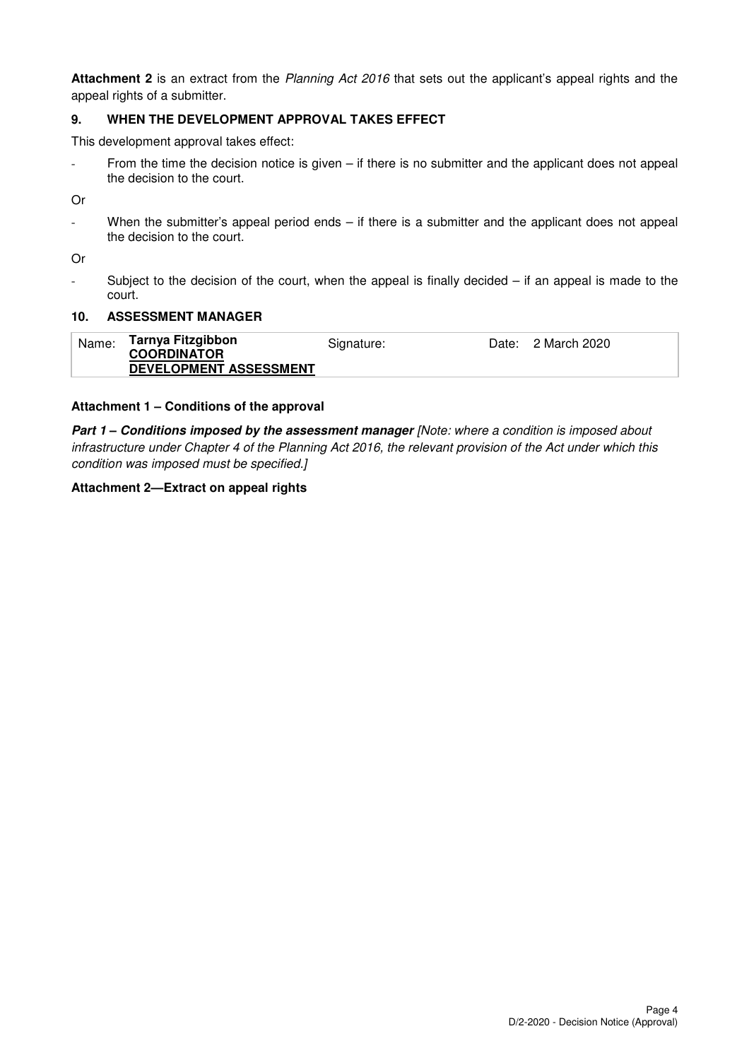**Attachment 2** is an extract from the *Planning Act 2016* that sets out the applicant's appeal rights and the appeal rights of a submitter.

## 9. WHEN THE DEVELOPMENT APPROVAL TAKES EFFECT

This development approval takes effect:

- From the time the decision notice is given – if there is no submitter and the applicant does not appeal the decision to the court.

Or

- When the submitter's appeal period ends – if there is a submitter and the applicant does not appeal the decision to the court.

Or

- Subject to the decision of the court, when the appeal is finally decided – if an appeal is made to the court.

## 10. ASSESSMENT MANAGER

| Name: | **Tarnya Fitzgibbon** **COORDINATOR** **DEVELOPMENT ASSESSMENT** | Signature: | Date: 2 March 2020 |
|---|---|---|---|

**Attachment 1 – Conditions of the approval**

***Part 1 – Conditions imposed by the assessment manager*** *[Note: where a condition is imposed about infrastructure under Chapter 4 of the Planning Act 2016, the relevant provision of the Act under which this condition was imposed must be specified.]*

**Attachment 2—Extract on appeal rights**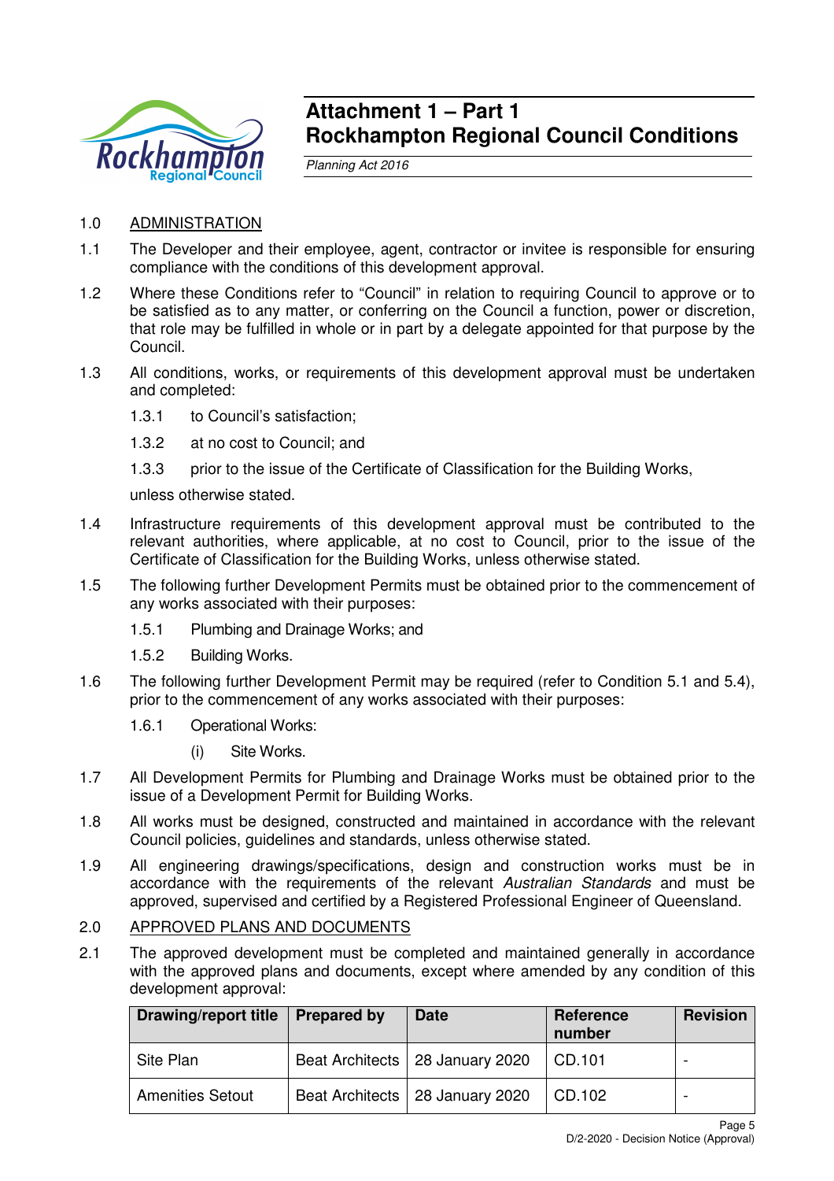# Attachment 1 – Part 1
# Rockhampton Regional Council Conditions

*Planning Act 2016*

1.0 ADMINISTRATION

1.1 The Developer and their employee, agent, contractor or invitee is responsible for ensuring compliance with the conditions of this development approval.

1.2 Where these Conditions refer to "Council" in relation to requiring Council to approve or to be satisfied as to any matter, or conferring on the Council a function, power or discretion, that role may be fulfilled in whole or in part by a delegate appointed for that purpose by the Council.

1.3 All conditions, works, or requirements of this development approval must be undertaken and completed:

1.3.1 to Council's satisfaction;

1.3.2 at no cost to Council; and

1.3.3 prior to the issue of the Certificate of Classification for the Building Works,

unless otherwise stated.

1.4 Infrastructure requirements of this development approval must be contributed to the relevant authorities, where applicable, at no cost to Council, prior to the issue of the Certificate of Classification for the Building Works, unless otherwise stated.

1.5 The following further Development Permits must be obtained prior to the commencement of any works associated with their purposes:

1.5.1 Plumbing and Drainage Works; and

1.5.2 Building Works.

1.6 The following further Development Permit may be required (refer to Condition 5.1 and 5.4), prior to the commencement of any works associated with their purposes:

1.6.1 Operational Works:

(i) Site Works.

1.7 All Development Permits for Plumbing and Drainage Works must be obtained prior to the issue of a Development Permit for Building Works.

1.8 All works must be designed, constructed and maintained in accordance with the relevant Council policies, guidelines and standards, unless otherwise stated.

1.9 All engineering drawings/specifications, design and construction works must be in accordance with the requirements of the relevant *Australian Standards* and must be approved, supervised and certified by a Registered Professional Engineer of Queensland.

2.0 APPROVED PLANS AND DOCUMENTS

2.1 The approved development must be completed and maintained generally in accordance with the approved plans and documents, except where amended by any condition of this development approval:

| Drawing/report title | Prepared by | Date | Reference number | Revision |
|---|---|---|---|---|
| Site Plan | Beat Architects | 28 January 2020 | CD.101 | - |
| Amenities Setout | Beat Architects | 28 January 2020 | CD.102 | - |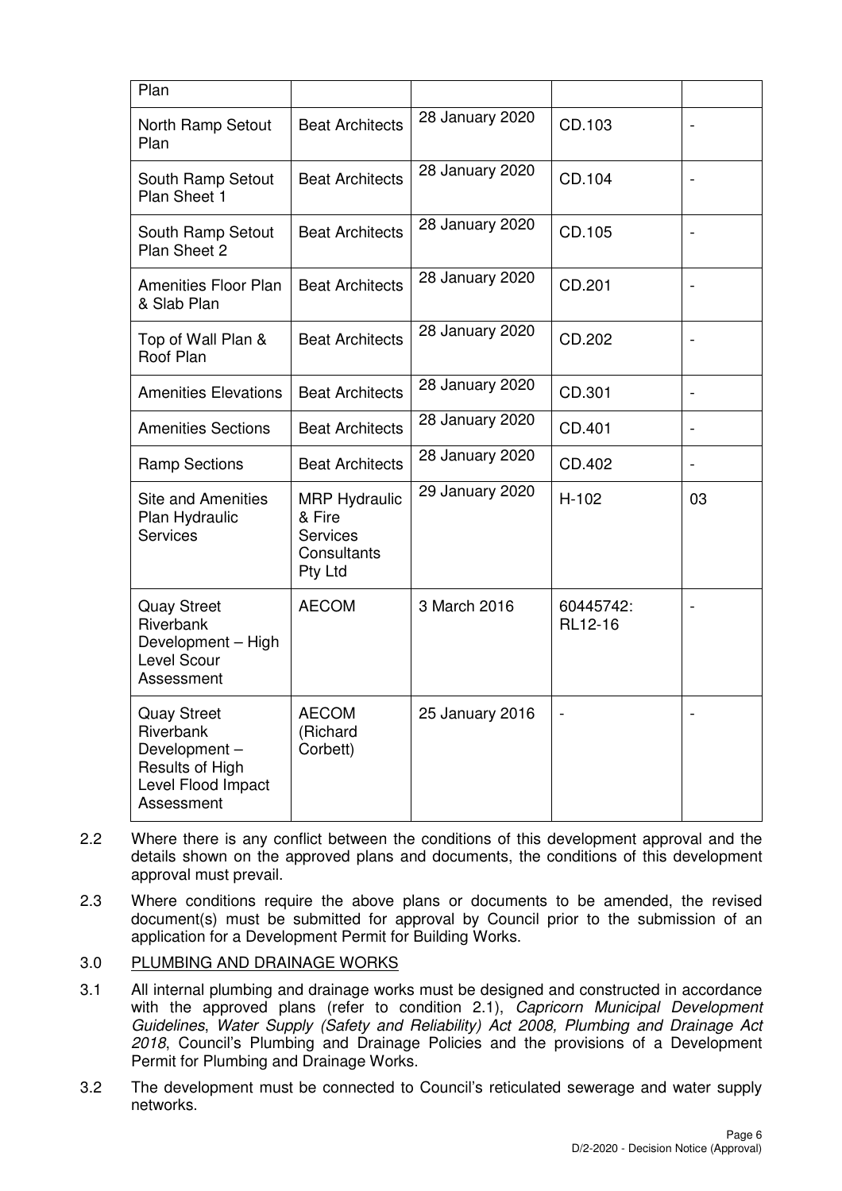| Plan | | | | |
|---|---|---|---|---|
| North Ramp Setout Plan | Beat Architects | 28 January 2020 | CD.103 | - |
| South Ramp Setout Plan Sheet 1 | Beat Architects | 28 January 2020 | CD.104 | - |
| South Ramp Setout Plan Sheet 2 | Beat Architects | 28 January 2020 | CD.105 | - |
| Amenities Floor Plan & Slab Plan | Beat Architects | 28 January 2020 | CD.201 | - |
| Top of Wall Plan & Roof Plan | Beat Architects | 28 January 2020 | CD.202 | - |
| Amenities Elevations | Beat Architects | 28 January 2020 | CD.301 | - |
| Amenities Sections | Beat Architects | 28 January 2020 | CD.401 | - |
| Ramp Sections | Beat Architects | 28 January 2020 | CD.402 | - |
| Site and Amenities Plan Hydraulic Services | MRP Hydraulic & Fire Services Consultants Pty Ltd | 29 January 2020 | H-102 | 03 |
| Quay Street Riverbank Development – High Level Scour Assessment | AECOM | 3 March 2016 | 60445742: RL12-16 | - |
| Quay Street Riverbank Development – Results of High Level Flood Impact Assessment | AECOM (Richard Corbett) | 25 January 2016 | - | - |

2.2 Where there is any conflict between the conditions of this development approval and the details shown on the approved plans and documents, the conditions of this development approval must prevail.

2.3 Where conditions require the above plans or documents to be amended, the revised document(s) must be submitted for approval by Council prior to the submission of an application for a Development Permit for Building Works.

3.0 PLUMBING AND DRAINAGE WORKS

3.1 All internal plumbing and drainage works must be designed and constructed in accordance with the approved plans (refer to condition 2.1), *Capricorn Municipal Development Guidelines*, *Water Supply (Safety and Reliability) Act 2008, Plumbing and Drainage Act 2018*, Council's Plumbing and Drainage Policies and the provisions of a Development Permit for Plumbing and Drainage Works.

3.2 The development must be connected to Council's reticulated sewerage and water supply networks.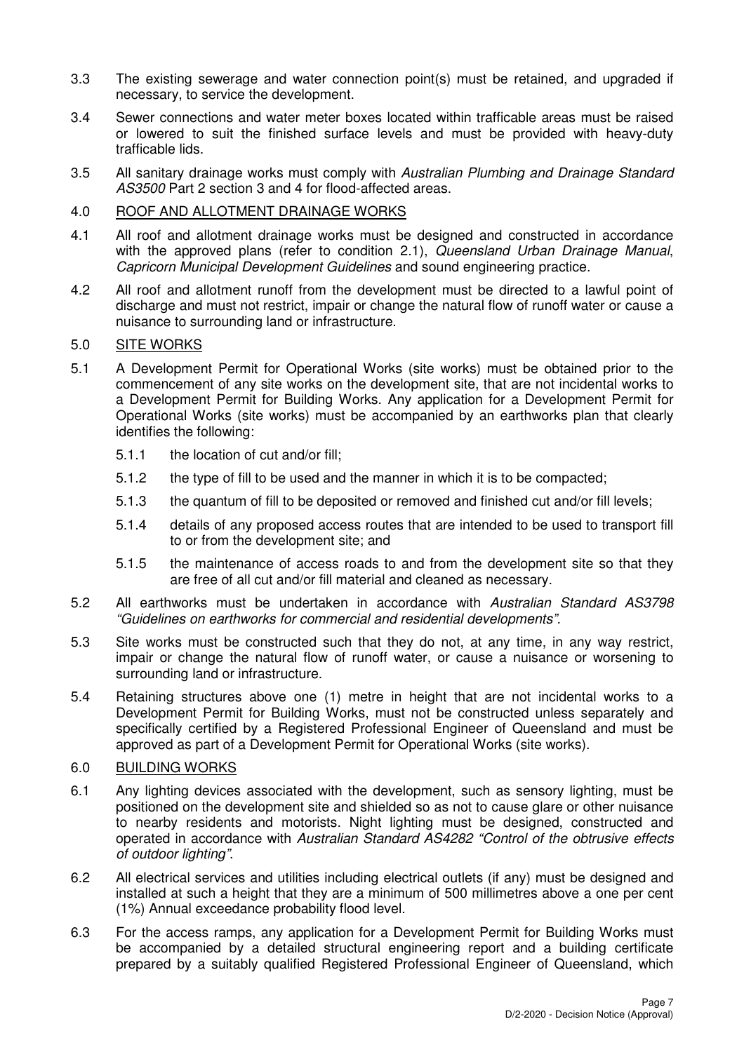3.3 The existing sewerage and water connection point(s) must be retained, and upgraded if necessary, to service the development.

3.4 Sewer connections and water meter boxes located within trafficable areas must be raised or lowered to suit the finished surface levels and must be provided with heavy-duty trafficable lids.

3.5 All sanitary drainage works must comply with *Australian Plumbing and Drainage Standard AS3500* Part 2 section 3 and 4 for flood-affected areas.

4.0 <u>ROOF AND ALLOTMENT DRAINAGE WORKS</u>

4.1 All roof and allotment drainage works must be designed and constructed in accordance with the approved plans (refer to condition 2.1), *Queensland Urban Drainage Manual*, *Capricorn Municipal Development Guidelines* and sound engineering practice.

4.2 All roof and allotment runoff from the development must be directed to a lawful point of discharge and must not restrict, impair or change the natural flow of runoff water or cause a nuisance to surrounding land or infrastructure.

5.0 <u>SITE WORKS</u>

5.1 A Development Permit for Operational Works (site works) must be obtained prior to the commencement of any site works on the development site, that are not incidental works to a Development Permit for Building Works. Any application for a Development Permit for Operational Works (site works) must be accompanied by an earthworks plan that clearly identifies the following:

 5.1.1 the location of cut and/or fill;

 5.1.2 the type of fill to be used and the manner in which it is to be compacted;

 5.1.3 the quantum of fill to be deposited or removed and finished cut and/or fill levels;

 5.1.4 details of any proposed access routes that are intended to be used to transport fill to or from the development site; and

 5.1.5 the maintenance of access roads to and from the development site so that they are free of all cut and/or fill material and cleaned as necessary.

5.2 All earthworks must be undertaken in accordance with *Australian Standard AS3798 "Guidelines on earthworks for commercial and residential developments"*.

5.3 Site works must be constructed such that they do not, at any time, in any way restrict, impair or change the natural flow of runoff water, or cause a nuisance or worsening to surrounding land or infrastructure.

5.4 Retaining structures above one (1) metre in height that are not incidental works to a Development Permit for Building Works, must not be constructed unless separately and specifically certified by a Registered Professional Engineer of Queensland and must be approved as part of a Development Permit for Operational Works (site works).

6.0 <u>BUILDING WORKS</u>

6.1 Any lighting devices associated with the development, such as sensory lighting, must be positioned on the development site and shielded so as not to cause glare or other nuisance to nearby residents and motorists. Night lighting must be designed, constructed and operated in accordance with *Australian Standard AS4282 "Control of the obtrusive effects of outdoor lighting"*.

6.2 All electrical services and utilities including electrical outlets (if any) must be designed and installed at such a height that they are a minimum of 500 millimetres above a one per cent (1%) Annual exceedance probability flood level.

6.3 For the access ramps, any application for a Development Permit for Building Works must be accompanied by a detailed structural engineering report and a building certificate prepared by a suitably qualified Registered Professional Engineer of Queensland, which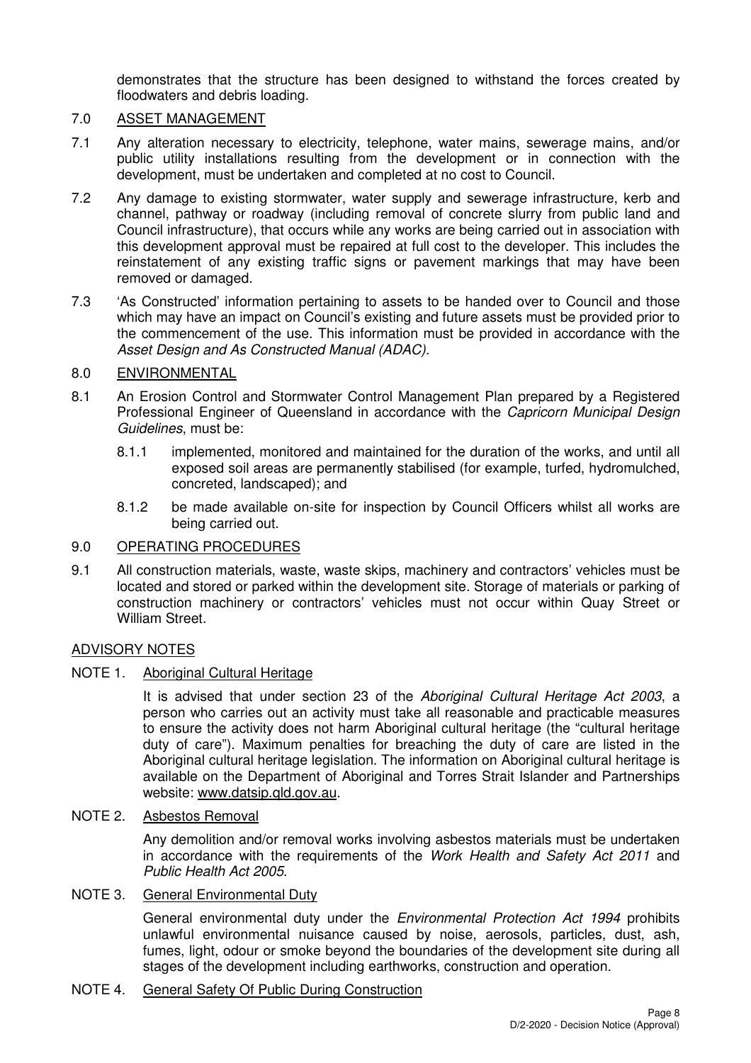demonstrates that the structure has been designed to withstand the forces created by floodwaters and debris loading.

7.0 ASSET MANAGEMENT

7.1 Any alteration necessary to electricity, telephone, water mains, sewerage mains, and/or public utility installations resulting from the development or in connection with the development, must be undertaken and completed at no cost to Council.

7.2 Any damage to existing stormwater, water supply and sewerage infrastructure, kerb and channel, pathway or roadway (including removal of concrete slurry from public land and Council infrastructure), that occurs while any works are being carried out in association with this development approval must be repaired at full cost to the developer. This includes the reinstatement of any existing traffic signs or pavement markings that may have been removed or damaged.

7.3 'As Constructed' information pertaining to assets to be handed over to Council and those which may have an impact on Council's existing and future assets must be provided prior to the commencement of the use. This information must be provided in accordance with the *Asset Design and As Constructed Manual (ADAC).*

8.0 ENVIRONMENTAL

8.1 An Erosion Control and Stormwater Control Management Plan prepared by a Registered Professional Engineer of Queensland in accordance with the *Capricorn Municipal Design Guidelines*, must be:

   8.1.1 implemented, monitored and maintained for the duration of the works, and until all exposed soil areas are permanently stabilised (for example, turfed, hydromulched, concreted, landscaped); and

   8.1.2 be made available on-site for inspection by Council Officers whilst all works are being carried out.

9.0 OPERATING PROCEDURES

9.1 All construction materials, waste, waste skips, machinery and contractors' vehicles must be located and stored or parked within the development site. Storage of materials or parking of construction machinery or contractors' vehicles must not occur within Quay Street or William Street.

ADVISORY NOTES

NOTE 1. Aboriginal Cultural Heritage

It is advised that under section 23 of the *Aboriginal Cultural Heritage Act 2003*, a person who carries out an activity must take all reasonable and practicable measures to ensure the activity does not harm Aboriginal cultural heritage (the "cultural heritage duty of care"). Maximum penalties for breaching the duty of care are listed in the Aboriginal cultural heritage legislation. The information on Aboriginal cultural heritage is available on the Department of Aboriginal and Torres Strait Islander and Partnerships website: www.datsip.qld.gov.au.

NOTE 2. Asbestos Removal

Any demolition and/or removal works involving asbestos materials must be undertaken in accordance with the requirements of the *Work Health and Safety Act 2011* and *Public Health Act 2005*.

NOTE 3. General Environmental Duty

General environmental duty under the *Environmental Protection Act 1994* prohibits unlawful environmental nuisance caused by noise, aerosols, particles, dust, ash, fumes, light, odour or smoke beyond the boundaries of the development site during all stages of the development including earthworks, construction and operation.

NOTE 4. General Safety Of Public During Construction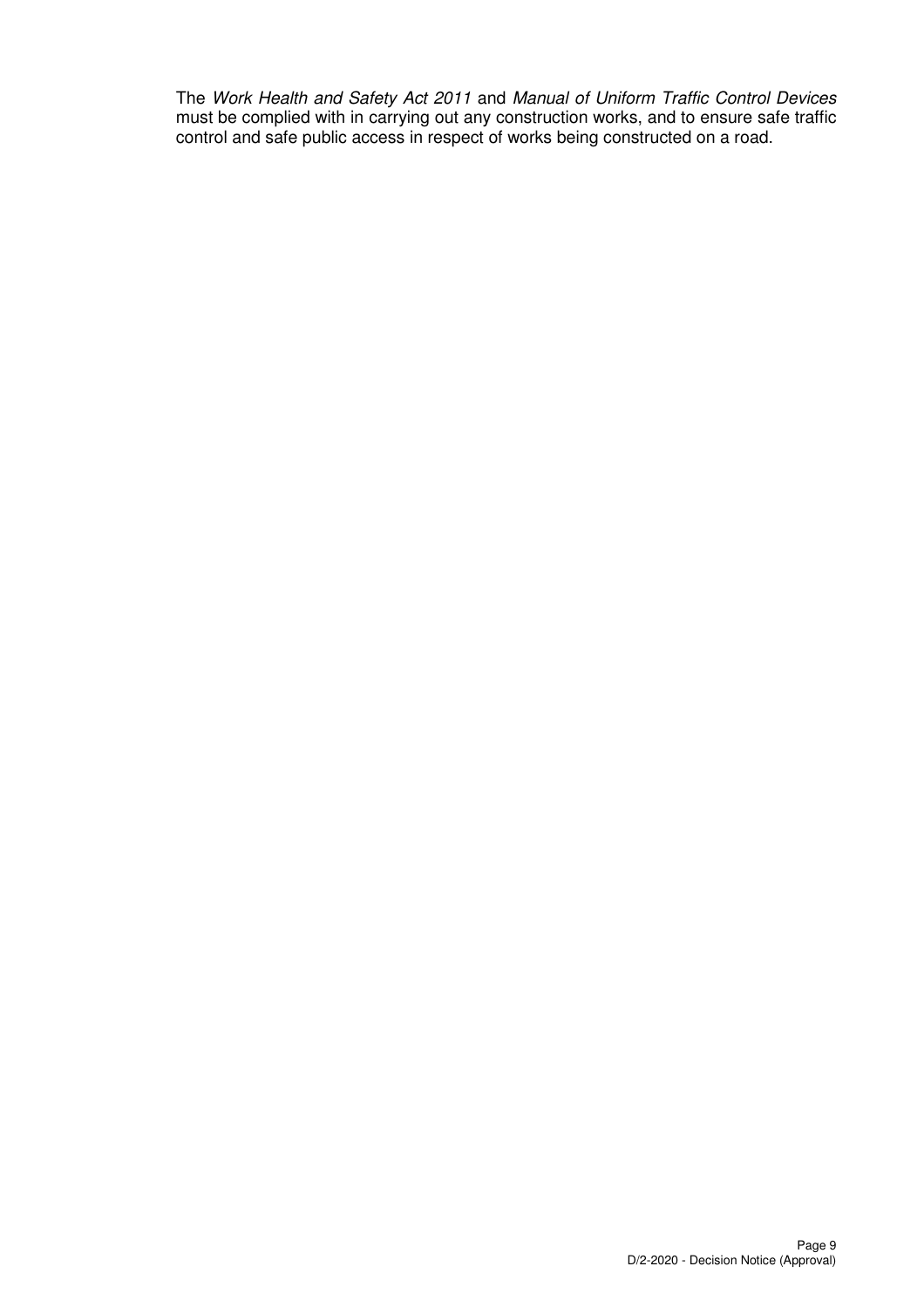The *Work Health and Safety Act 2011* and *Manual of Uniform Traffic Control Devices* must be complied with in carrying out any construction works, and to ensure safe traffic control and safe public access in respect of works being constructed on a road.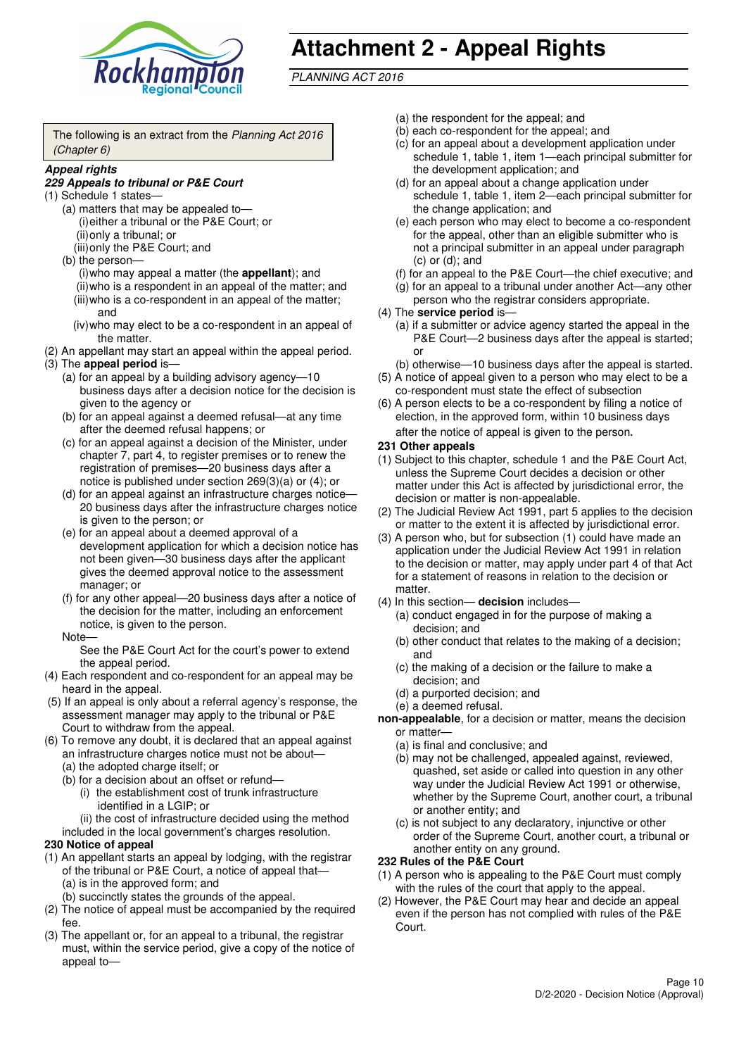# Attachment 2 - Appeal Rights

*PLANNING ACT 2016*

The following is an extract from the *Planning Act 2016 (Chapter 6)*

***Appeal rights***

***229 Appeals to tribunal or P&E Court***

(1) Schedule 1 states—

- (a) matters that may be appealed to—
  - (i) either a tribunal or the P&E Court; or
  - (ii) only a tribunal; or
  - (iii) only the P&E Court; and
- (b) the person—
  - (i) who may appeal a matter (the **appellant**); and
  - (ii) who is a respondent in an appeal of the matter; and
  - (iii) who is a co-respondent in an appeal of the matter; and
  - (iv) who may elect to be a co-respondent in an appeal of the matter.

(2) An appellant may start an appeal within the appeal period.

(3) The **appeal period** is—

- (a) for an appeal by a building advisory agency—10 business days after a decision notice for the decision is given to the agency or
- (b) for an appeal against a deemed refusal—at any time after the deemed refusal happens; or
- (c) for an appeal against a decision of the Minister, under chapter 7, part 4, to register premises or to renew the registration of premises—20 business days after a notice is published under section 269(3)(a) or (4); or
- (d) for an appeal against an infrastructure charges notice—20 business days after the infrastructure charges notice is given to the person; or
- (e) for an appeal about a deemed approval of a development application for which a decision notice has not been given—30 business days after the applicant gives the deemed approval notice to the assessment manager; or
- (f) for any other appeal—20 business days after a notice of the decision for the matter, including an enforcement notice, is given to the person.

Note—

See the P&E Court Act for the court's power to extend the appeal period.

(4) Each respondent and co-respondent for an appeal may be heard in the appeal.

(5) If an appeal is only about a referral agency's response, the assessment manager may apply to the tribunal or P&E Court to withdraw from the appeal.

(6) To remove any doubt, it is declared that an appeal against an infrastructure charges notice must not be about—

- (a) the adopted charge itself; or
- (b) for a decision about an offset or refund—
  - (i) the establishment cost of trunk infrastructure identified in a LGIP; or
  - (ii) the cost of infrastructure decided using the method

included in the local government's charges resolution.

**230 Notice of appeal**

(1) An appellant starts an appeal by lodging, with the registrar of the tribunal or P&E Court, a notice of appeal that—

- (a) is in the approved form; and
- (b) succinctly states the grounds of the appeal.

(2) The notice of appeal must be accompanied by the required fee.

(3) The appellant or, for an appeal to a tribunal, the registrar must, within the service period, give a copy of the notice of appeal to—

- (a) the respondent for the appeal; and
- (b) each co-respondent for the appeal; and
- (c) for an appeal about a development application under schedule 1, table 1, item 1—each principal submitter for the development application; and
- (d) for an appeal about a change application under schedule 1, table 1, item 2—each principal submitter for the change application; and
- (e) each person who may elect to become a co-respondent for the appeal, other than an eligible submitter who is not a principal submitter in an appeal under paragraph (c) or (d); and
- (f) for an appeal to the P&E Court—the chief executive; and
- (g) for an appeal to a tribunal under another Act—any other person who the registrar considers appropriate.

(4) The **service period** is—

- (a) if a submitter or advice agency started the appeal in the P&E Court—2 business days after the appeal is started; or
- (b) otherwise—10 business days after the appeal is started.

(5) A notice of appeal given to a person who may elect to be a co-respondent must state the effect of subsection

(6) A person elects to be a co-respondent by filing a notice of election, in the approved form, within 10 business days after the notice of appeal is given to the person.

**231 Other appeals**

(1) Subject to this chapter, schedule 1 and the P&E Court Act, unless the Supreme Court decides a decision or other matter under this Act is affected by jurisdictional error, the decision or matter is non-appealable.

(2) The Judicial Review Act 1991, part 5 applies to the decision or matter to the extent it is affected by jurisdictional error.

(3) A person who, but for subsection (1) could have made an application under the Judicial Review Act 1991 in relation to the decision or matter, may apply under part 4 of that Act for a statement of reasons in relation to the decision or matter.

(4) In this section— **decision** includes—

- (a) conduct engaged in for the purpose of making a decision; and
- (b) other conduct that relates to the making of a decision; and
- (c) the making of a decision or the failure to make a decision; and
- (d) a purported decision; and
- (e) a deemed refusal.

**non-appealable**, for a decision or matter, means the decision or matter—

- (a) is final and conclusive; and
- (b) may not be challenged, appealed against, reviewed, quashed, set aside or called into question in any other way under the Judicial Review Act 1991 or otherwise, whether by the Supreme Court, another court, a tribunal or another entity; and
- (c) is not subject to any declaratory, injunctive or other order of the Supreme Court, another court, a tribunal or another entity on any ground.

**232 Rules of the P&E Court**

(1) A person who is appealing to the P&E Court must comply with the rules of the court that apply to the appeal.

(2) However, the P&E Court may hear and decide an appeal even if the person has not complied with rules of the P&E Court.

D/2-2020 - Decision Notice (Approval)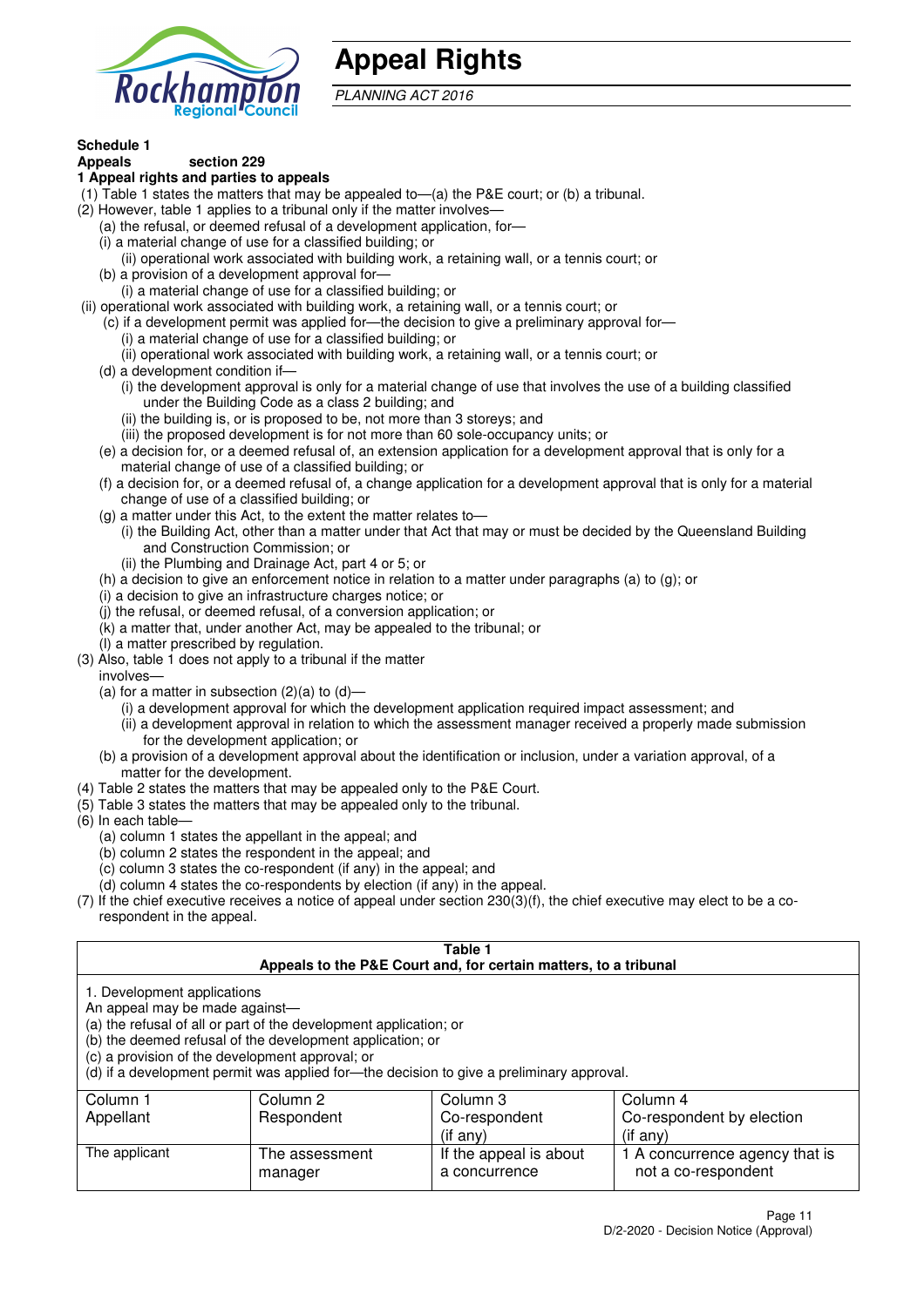# Appeal Rights

*PLANNING ACT 2016*

**Schedule 1**

**Appeals section 229**

**1 Appeal rights and parties to appeals**

(1) Table 1 states the matters that may be appealed to—(a) the P&E court; or (b) a tribunal.

(2) However, table 1 applies to a tribunal only if the matter involves—

(a) the refusal, or deemed refusal of a development application, for—

(i) a material change of use for a classified building; or

(ii) operational work associated with building work, a retaining wall, or a tennis court; or

(b) a provision of a development approval for—

(i) a material change of use for a classified building; or

(ii) operational work associated with building work, a retaining wall, or a tennis court; or

(c) if a development permit was applied for—the decision to give a preliminary approval for—

(i) a material change of use for a classified building; or

(ii) operational work associated with building work, a retaining wall, or a tennis court; or

(d) a development condition if—

(i) the development approval is only for a material change of use that involves the use of a building classified under the Building Code as a class 2 building; and

(ii) the building is, or is proposed to be, not more than 3 storeys; and

(iii) the proposed development is for not more than 60 sole-occupancy units; or

(e) a decision for, or a deemed refusal of, an extension application for a development approval that is only for a material change of use of a classified building; or

(f) a decision for, or a deemed refusal of, a change application for a development approval that is only for a material change of use of a classified building; or

(g) a matter under this Act, to the extent the matter relates to—

(i) the Building Act, other than a matter under that Act that may or must be decided by the Queensland Building and Construction Commission; or

(ii) the Plumbing and Drainage Act, part 4 or 5; or

(h) a decision to give an enforcement notice in relation to a matter under paragraphs (a) to (g); or

(i) a decision to give an infrastructure charges notice; or

(j) the refusal, or deemed refusal, of a conversion application; or

(k) a matter that, under another Act, may be appealed to the tribunal; or

(l) a matter prescribed by regulation.

(3) Also, table 1 does not apply to a tribunal if the matter involves—

(a) for a matter in subsection (2)(a) to (d)—

(i) a development approval for which the development application required impact assessment; and

(ii) a development approval in relation to which the assessment manager received a properly made submission for the development application; or

(b) a provision of a development approval about the identification or inclusion, under a variation approval, of a matter for the development.

(4) Table 2 states the matters that may be appealed only to the P&E Court.

(5) Table 3 states the matters that may be appealed only to the tribunal.

(6) In each table—

(a) column 1 states the appellant in the appeal; and

(b) column 2 states the respondent in the appeal; and

(c) column 3 states the co-respondent (if any) in the appeal; and

(d) column 4 states the co-respondents by election (if any) in the appeal.

(7) If the chief executive receives a notice of appeal under section 230(3)(f), the chief executive may elect to be a co-respondent in the appeal.

**Table 1**
**Appeals to the P&E Court and, for certain matters, to a tribunal**

1. Development applications

An appeal may be made against—

(a) the refusal of all or part of the development application; or

(b) the deemed refusal of the development application; or

(c) a provision of the development approval; or

(d) if a development permit was applied for—the decision to give a preliminary approval.

| Column 1 Appellant | Column 2 Respondent | Column 3 Co-respondent (if any) | Column 4 Co-respondent by election (if any) |
|---|---|---|---|
| The applicant | The assessment manager | If the appeal is about a concurrence | 1 A concurrence agency that is not a co-respondent |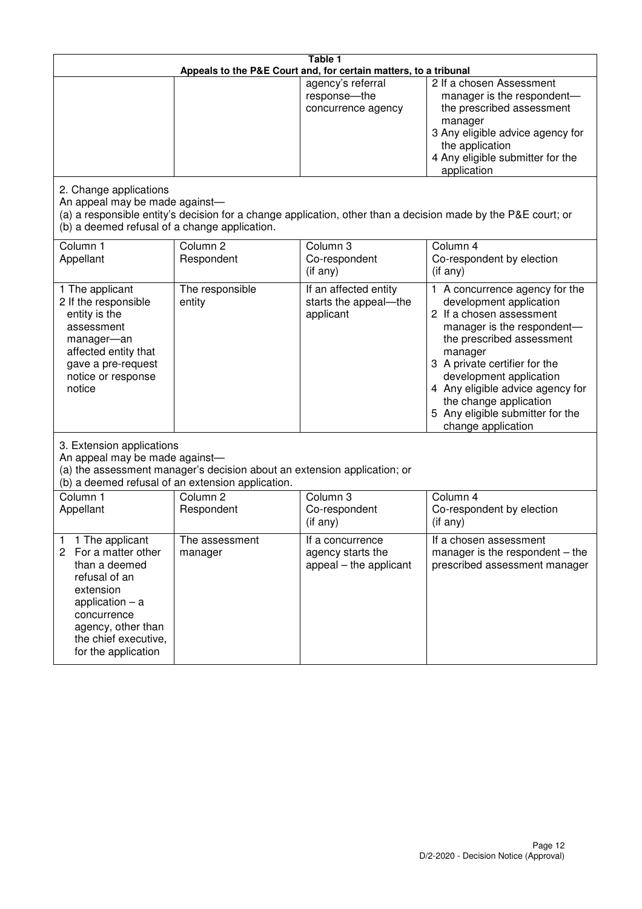**Table 1**
**Appeals to the P&E Court and, for certain matters, to a tribunal**

| | | | |
|---|---|---|---|
| | | agency's referral response—the concurrence agency | 2 If a chosen Assessment manager is the respondent—the prescribed assessment manager<br>3 Any eligible advice agency for the application<br>4 Any eligible submitter for the application |

2. Change applications
An appeal may be made against—
(a) a responsible entity's decision for a change application, other than a decision made by the P&E court; or
(b) a deemed refusal of a change application.

| Column 1<br>Appellant | Column 2<br>Respondent | Column 3<br>Co-respondent<br>(if any) | Column 4<br>Co-respondent by election<br>(if any) |
|---|---|---|---|
| 1 The applicant<br>2 If the responsible entity is the assessment manager—an affected entity that gave a pre-request notice or response notice | The responsible entity | If an affected entity starts the appeal—the applicant | 1 A concurrence agency for the development application<br>2 If a chosen assessment manager is the respondent—the prescribed assessment manager<br>3 A private certifier for the development application<br>4 Any eligible advice agency for the change application<br>5 Any eligible submitter for the change application |

3. Extension applications
An appeal may be made against—
(a) the assessment manager's decision about an extension application; or
(b) a deemed refusal of an extension application.

| Column 1<br>Appellant | Column 2<br>Respondent | Column 3<br>Co-respondent<br>(if any) | Column 4<br>Co-respondent by election<br>(if any) |
|---|---|---|---|
| 1 1 The applicant<br>2 For a matter other than a deemed refusal of an extension application – a concurrence agency, other than the chief executive, for the application | The assessment manager | If a concurrence agency starts the appeal – the applicant | If a chosen assessment manager is the respondent – the prescribed assessment manager |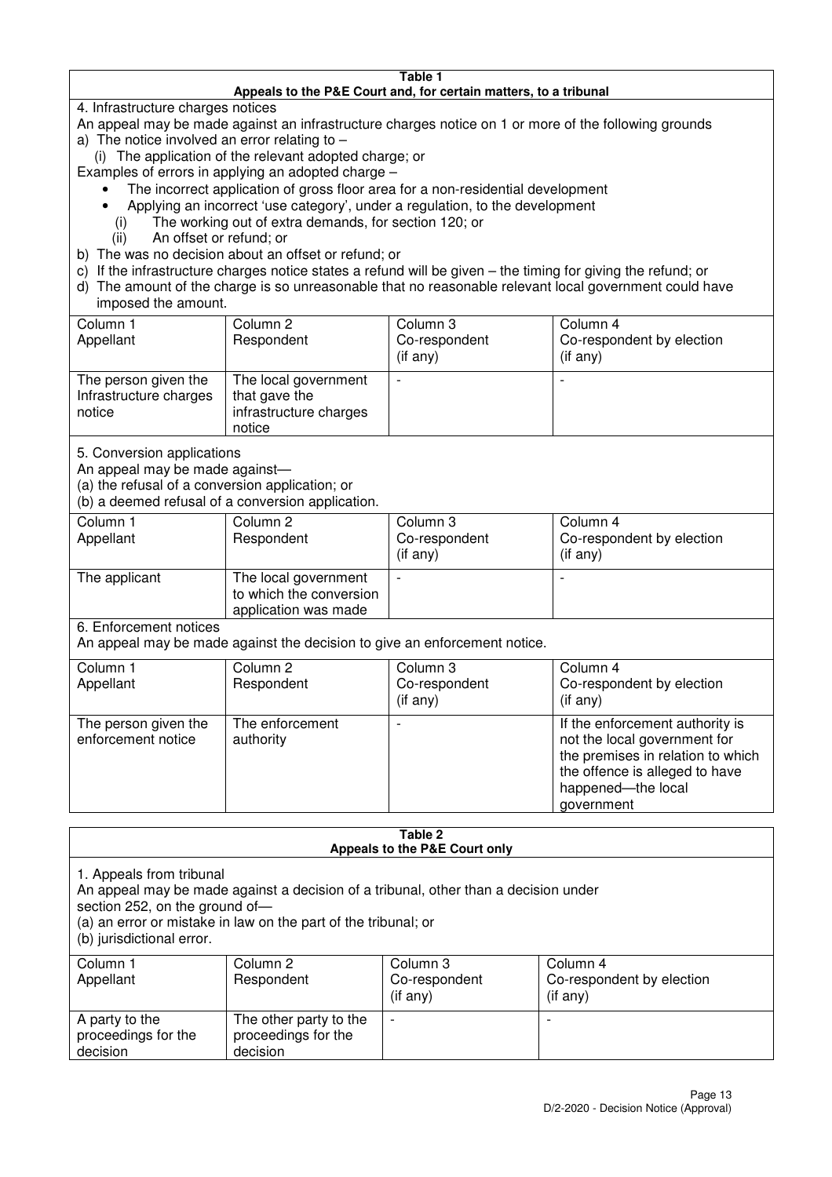**Table 1**
**Appeals to the P&E Court and, for certain matters, to a tribunal**

4. Infrastructure charges notices

An appeal may be made against an infrastructure charges notice on 1 or more of the following grounds

a) The notice involved an error relating to –

(i) The application of the relevant adopted charge; or

Examples of errors in applying an adopted charge –

- The incorrect application of gross floor area for a non-residential development
- Applying an incorrect 'use category', under a regulation, to the development

(i) The working out of extra demands, for section 120; or

(ii) An offset or refund; or

b) The was no decision about an offset or refund; or

c) If the infrastructure charges notice states a refund will be given – the timing for giving the refund; or

d) The amount of the charge is so unreasonable that no reasonable relevant local government could have imposed the amount.

| Column 1<br>Appellant | Column 2<br>Respondent | Column 3<br>Co-respondent<br>(if any) | Column 4<br>Co-respondent by election<br>(if any) |
|---|---|---|---|
| The person given the Infrastructure charges notice | The local government that gave the infrastructure charges notice | - | - |

5. Conversion applications

An appeal may be made against—

(a) the refusal of a conversion application; or

(b) a deemed refusal of a conversion application.

| Column 1<br>Appellant | Column 2<br>Respondent | Column 3<br>Co-respondent<br>(if any) | Column 4<br>Co-respondent by election<br>(if any) |
|---|---|---|---|
| The applicant | The local government to which the conversion application was made | - | - |

6. Enforcement notices

An appeal may be made against the decision to give an enforcement notice.

| Column 1<br>Appellant | Column 2<br>Respondent | Column 3<br>Co-respondent<br>(if any) | Column 4<br>Co-respondent by election<br>(if any) |
|---|---|---|---|
| The person given the enforcement notice | The enforcement authority | - | If the enforcement authority is not the local government for the premises in relation to which the offence is alleged to have happened—the local government |

**Table 2**
**Appeals to the P&E Court only**

1. Appeals from tribunal

An appeal may be made against a decision of a tribunal, other than a decision under section 252, on the ground of—

(a) an error or mistake in law on the part of the tribunal; or

(b) jurisdictional error.

| Column 1<br>Appellant | Column 2<br>Respondent | Column 3<br>Co-respondent<br>(if any) | Column 4<br>Co-respondent by election<br>(if any) |
|---|---|---|---|
| A party to the proceedings for the decision | The other party to the proceedings for the decision | - | - |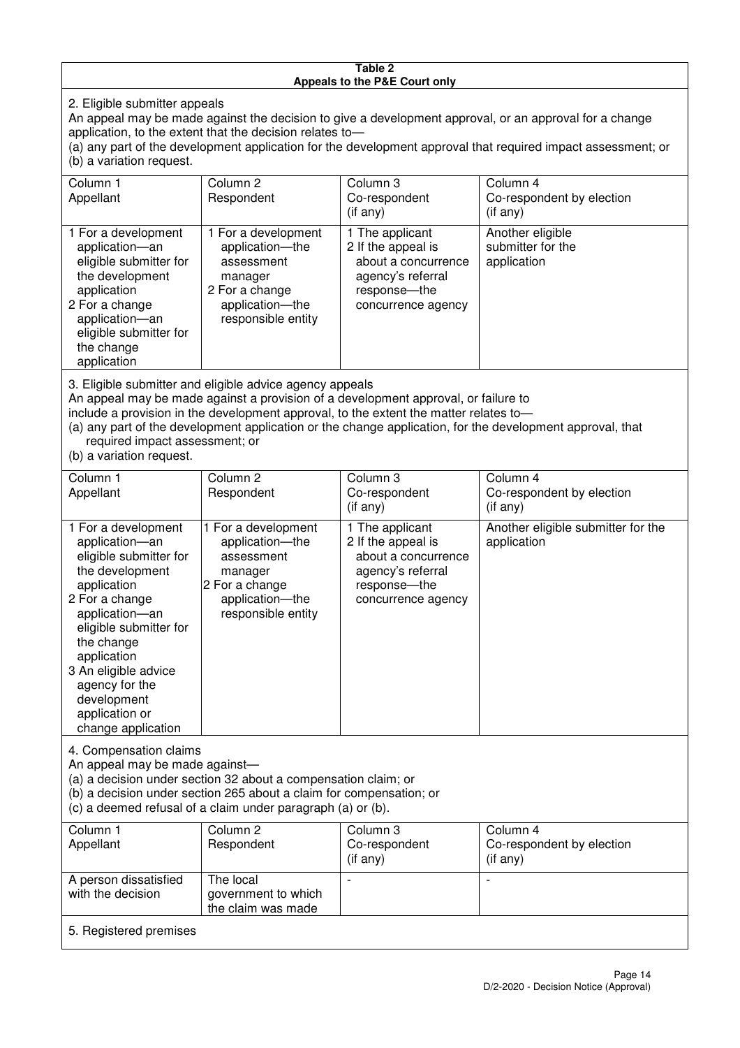**Table 2**
**Appeals to the P&E Court only**

2. Eligible submitter appeals

An appeal may be made against the decision to give a development approval, or an approval for a change application, to the extent that the decision relates to—

(a) any part of the development application for the development approval that required impact assessment; or
(b) a variation request.

| Column 1<br>Appellant | Column 2<br>Respondent | Column 3<br>Co-respondent<br>(if any) | Column 4<br>Co-respondent by election<br>(if any) |
|---|---|---|---|
| 1 For a development application—an eligible submitter for the development application<br>2 For a change application—an eligible submitter for the change application | 1 For a development application—the assessment manager<br>2 For a change application—the responsible entity | 1 The applicant<br>2 If the appeal is about a concurrence agency's referral response—the concurrence agency | Another eligible submitter for the application |

3. Eligible submitter and eligible advice agency appeals

An appeal may be made against a provision of a development approval, or failure to include a provision in the development approval, to the extent the matter relates to—

(a) any part of the development application or the change application, for the development approval, that required impact assessment; or
(b) a variation request.

| Column 1<br>Appellant | Column 2<br>Respondent | Column 3<br>Co-respondent<br>(if any) | Column 4<br>Co-respondent by election<br>(if any) |
|---|---|---|---|
| 1 For a development application—an eligible submitter for the development application<br>2 For a change application—an eligible submitter for the change application<br>3 An eligible advice agency for the development application or change application | 1 For a development application—the assessment manager<br>2 For a change application—the responsible entity | 1 The applicant<br>2 If the appeal is about a concurrence agency's referral response—the concurrence agency | Another eligible submitter for the application |

4. Compensation claims

An appeal may be made against—

(a) a decision under section 32 about a compensation claim; or
(b) a decision under section 265 about a claim for compensation; or
(c) a deemed refusal of a claim under paragraph (a) or (b).

| Column 1<br>Appellant | Column 2<br>Respondent | Column 3<br>Co-respondent<br>(if any) | Column 4<br>Co-respondent by election<br>(if any) |
|---|---|---|---|
| A person dissatisfied with the decision | The local government to which the claim was made | - | - |

5. Registered premises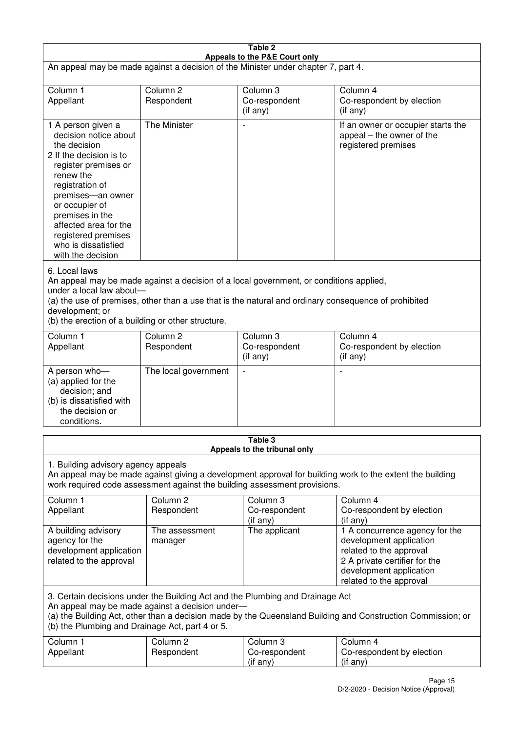**Table 2**
**Appeals to the P&E Court only**

An appeal may be made against a decision of the Minister under chapter 7, part 4.

| Column 1<br>Appellant | Column 2<br>Respondent | Column 3<br>Co-respondent<br>(if any) | Column 4<br>Co-respondent by election<br>(if any) |
|---|---|---|---|
| 1 A person given a decision notice about the decision<br>2 If the decision is to register premises or renew the registration of premises—an owner or occupier of premises in the affected area for the registered premises who is dissatisfied with the decision | The Minister | - | If an owner or occupier starts the appeal – the owner of the registered premises |

6. Local laws

An appeal may be made against a decision of a local government, or conditions applied, under a local law about—

(a) the use of premises, other than a use that is the natural and ordinary consequence of prohibited development; or

(b) the erection of a building or other structure.

| Column 1<br>Appellant | Column 2<br>Respondent | Column 3<br>Co-respondent<br>(if any) | Column 4<br>Co-respondent by election<br>(if any) |
|---|---|---|---|
| A person who—<br>(a) applied for the decision; and<br>(b) is dissatisfied with the decision or conditions. | The local government | - | - |

**Table 3**
**Appeals to the tribunal only**

1. Building advisory agency appeals

An appeal may be made against giving a development approval for building work to the extent the building work required code assessment against the building assessment provisions.

| Column 1<br>Appellant | Column 2<br>Respondent | Column 3<br>Co-respondent<br>(if any) | Column 4<br>Co-respondent by election<br>(if any) |
|---|---|---|---|
| A building advisory agency for the development application related to the approval | The assessment manager | The applicant | 1 A concurrence agency for the development application related to the approval<br>2 A private certifier for the development application related to the approval |

3. Certain decisions under the Building Act and the Plumbing and Drainage Act

An appeal may be made against a decision under—

(a) the Building Act, other than a decision made by the Queensland Building and Construction Commission; or

(b) the Plumbing and Drainage Act, part 4 or 5.

| Column 1<br>Appellant | Column 2<br>Respondent | Column 3<br>Co-respondent<br>(if any) | Column 4<br>Co-respondent by election<br>(if any) |
|---|---|---|---|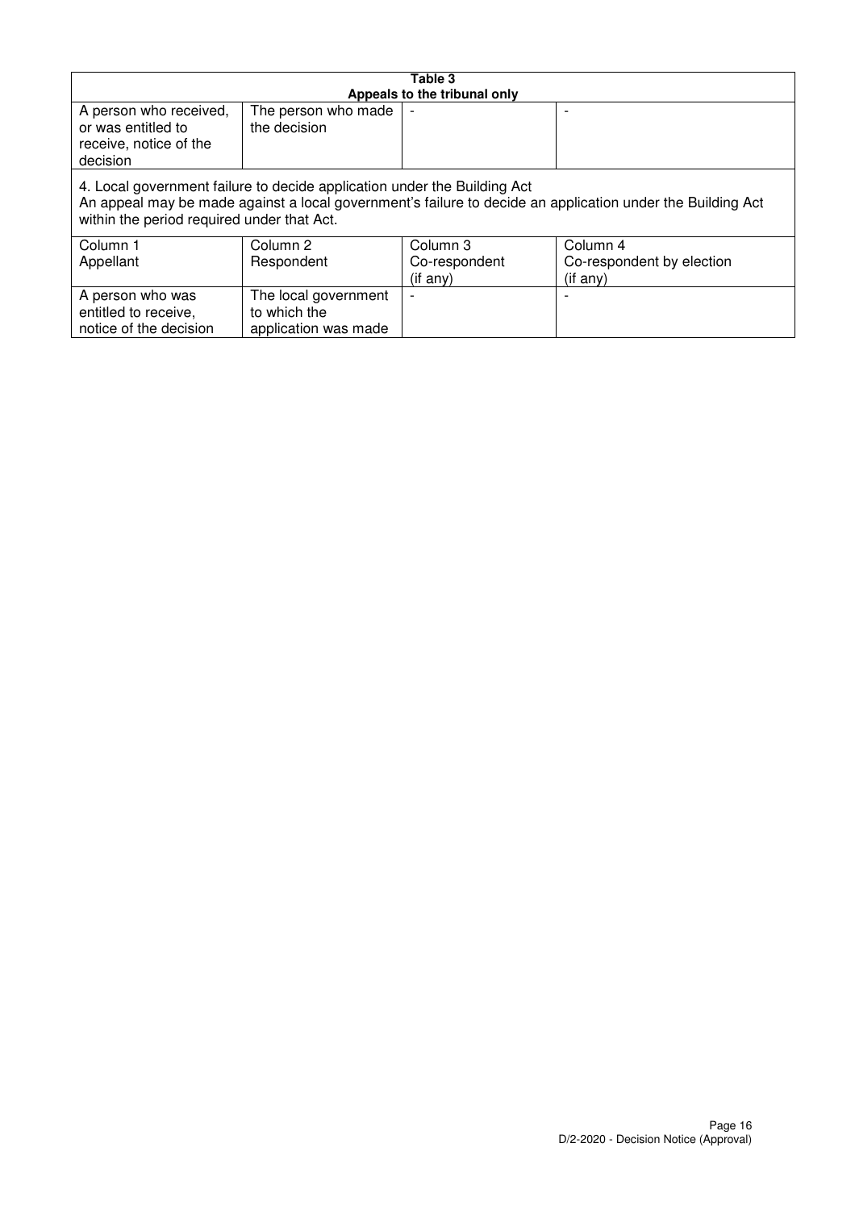| **Table 3** | | | |
|---|---|---|---|
| **Appeals to the tribunal only** | | | |
| A person who received, or was entitled to receive, notice of the decision | The person who made the decision | - | - |
| 4. Local government failure to decide application under the Building Act<br>An appeal may be made against a local government's failure to decide an application under the Building Act within the period required under that Act. | | | |
| Column 1<br>Appellant | Column 2<br>Respondent | Column 3<br>Co-respondent<br>(if any) | Column 4<br>Co-respondent by election<br>(if any) |
| A person who was entitled to receive, notice of the decision | The local government to which the application was made | - | - |

D/2-2020 - Decision Notice (Approval)